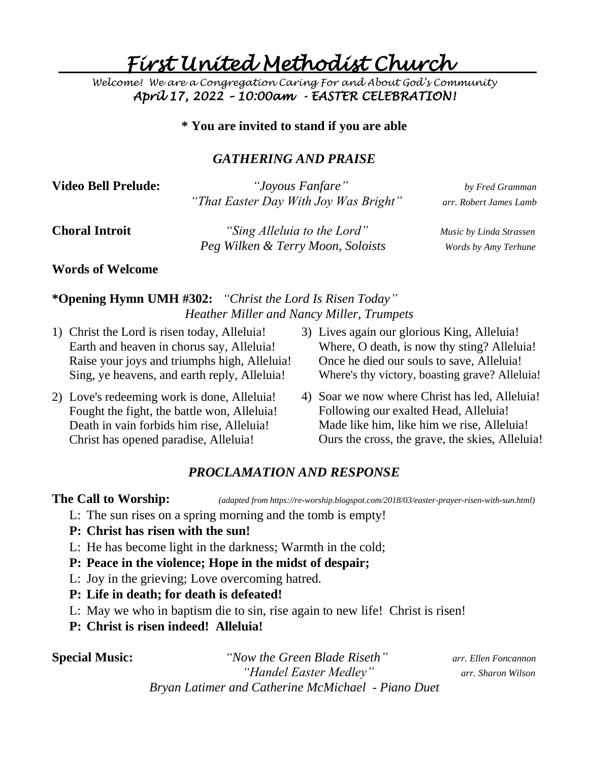# First United Methodist Church

*Welcome! We are a Congregation Caring For and About God's Community*

***April 17, 2022 – 10:00am - EASTER CELEBRATION!***

**\* You are invited to stand if you are able**

## *GATHERING AND PRAISE*

**Video Bell Prelude:** *"Joyous Fanfare"* *by Fred Gramman*
*"That Easter Day With Joy Was Bright"* *arr. Robert James Lamb*

**Choral Introit** *"Sing Alleluia to the Lord"* *Music by Linda Strassen*
*Peg Wilken & Terry Moon, Soloists* *Words by Amy Terhune*

**Words of Welcome**

**\*Opening Hymn UMH #302:** *"Christ the Lord Is Risen Today"*
*Heather Miller and Nancy Miller, Trumpets*

1) Christ the Lord is risen today, Alleluia!
   Earth and heaven in chorus say, Alleluia!
   Raise your joys and triumphs high, Alleluia!
   Sing, ye heavens, and earth reply, Alleluia!

2) Love's redeeming work is done, Alleluia!
   Fought the fight, the battle won, Alleluia!
   Death in vain forbids him rise, Alleluia!
   Christ has opened paradise, Alleluia!

3) Lives again our glorious King, Alleluia!
   Where, O death, is now thy sting? Alleluia!
   Once he died our souls to save, Alleluia!
   Where's thy victory, boasting grave? Alleluia!

4) Soar we now where Christ has led, Alleluia!
   Following our exalted Head, Alleluia!
   Made like him, like him we rise, Alleluia!
   Ours the cross, the grave, the skies, Alleluia!

## *PROCLAMATION AND RESPONSE*

**The Call to Worship:** *(adapted from https://re-worship.blogspot.com/2018/03/easter-prayer-risen-with-sun.html)*

L: The sun rises on a spring morning and the tomb is empty!

**P: Christ has risen with the sun!**

L: He has become light in the darkness; Warmth in the cold;

**P: Peace in the violence; Hope in the midst of despair;**

L: Joy in the grieving; Love overcoming hatred.

**P: Life in death; for death is defeated!**

L: May we who in baptism die to sin, rise again to new life! Christ is risen!

**P: Christ is risen indeed! Alleluia!**

**Special Music:** *"Now the Green Blade Riseth"* *arr. Ellen Foncannon*
*"Handel Easter Medley"* *arr. Sharon Wilson*
*Bryan Latimer and Catherine McMichael - Piano Duet*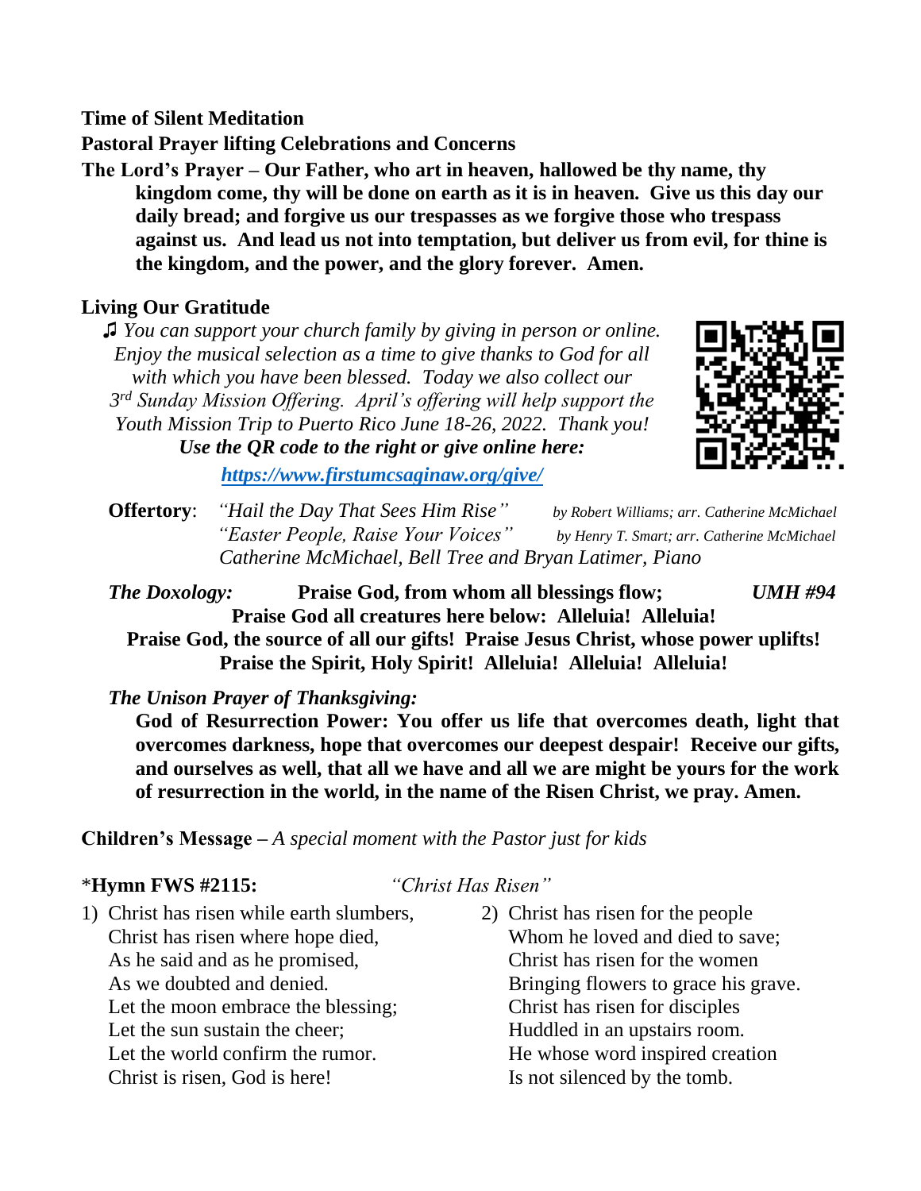**Time of Silent Meditation**

**Pastoral Prayer lifting Celebrations and Concerns**

**The Lord's Prayer – Our Father, who art in heaven, hallowed be thy name, thy kingdom come, thy will be done on earth as it is in heaven. Give us this day our daily bread; and forgive us our trespasses as we forgive those who trespass against us. And lead us not into temptation, but deliver us from evil, for thine is the kingdom, and the power, and the glory forever. Amen.**

**Living Our Gratitude**

♫ *You can support your church family by giving in person or online. Enjoy the musical selection as a time to give thanks to God for all with which you have been blessed. Today we also collect our 3rd Sunday Mission Offering. April's offering will help support the Youth Mission Trip to Puerto Rico June 18-26, 2022. Thank you!*

***Use the QR code to the right or give online here:***

***https://www.firstumcsaginaw.org/give/***

**Offertory**: *"Hail the Day That Sees Him Rise"* *by Robert Williams; arr. Catherine McMichael*
*"Easter People, Raise Your Voices"* *by Henry T. Smart; arr. Catherine McMichael*
*Catherine McMichael, Bell Tree and Bryan Latimer, Piano*

***The Doxology:*** **Praise God, from whom all blessings flow;** ***UMH #94***
**Praise God all creatures here below: Alleluia! Alleluia!**
**Praise God, the source of all our gifts! Praise Jesus Christ, whose power uplifts!**
**Praise the Spirit, Holy Spirit! Alleluia! Alleluia! Alleluia!**

***The Unison Prayer of Thanksgiving:***

**God of Resurrection Power: You offer us life that overcomes death, light that overcomes darkness, hope that overcomes our deepest despair! Receive our gifts, and ourselves as well, that all we have and all we are might be yours for the work of resurrection in the world, in the name of the Risen Christ, we pray. Amen.**

**Children's Message –** *A special moment with the Pastor just for kids*

*__Hymn FWS #2115:__ *"Christ Has Risen"*

1) Christ has risen while earth slumbers,
Christ has risen where hope died,
As he said and as he promised,
As we doubted and denied.
Let the moon embrace the blessing;
Let the sun sustain the cheer;
Let the world confirm the rumor.
Christ is risen, God is here!

2) Christ has risen for the people
Whom he loved and died to save;
Christ has risen for the women
Bringing flowers to grace his grave.
Christ has risen for disciples
Huddled in an upstairs room.
He whose word inspired creation
Is not silenced by the tomb.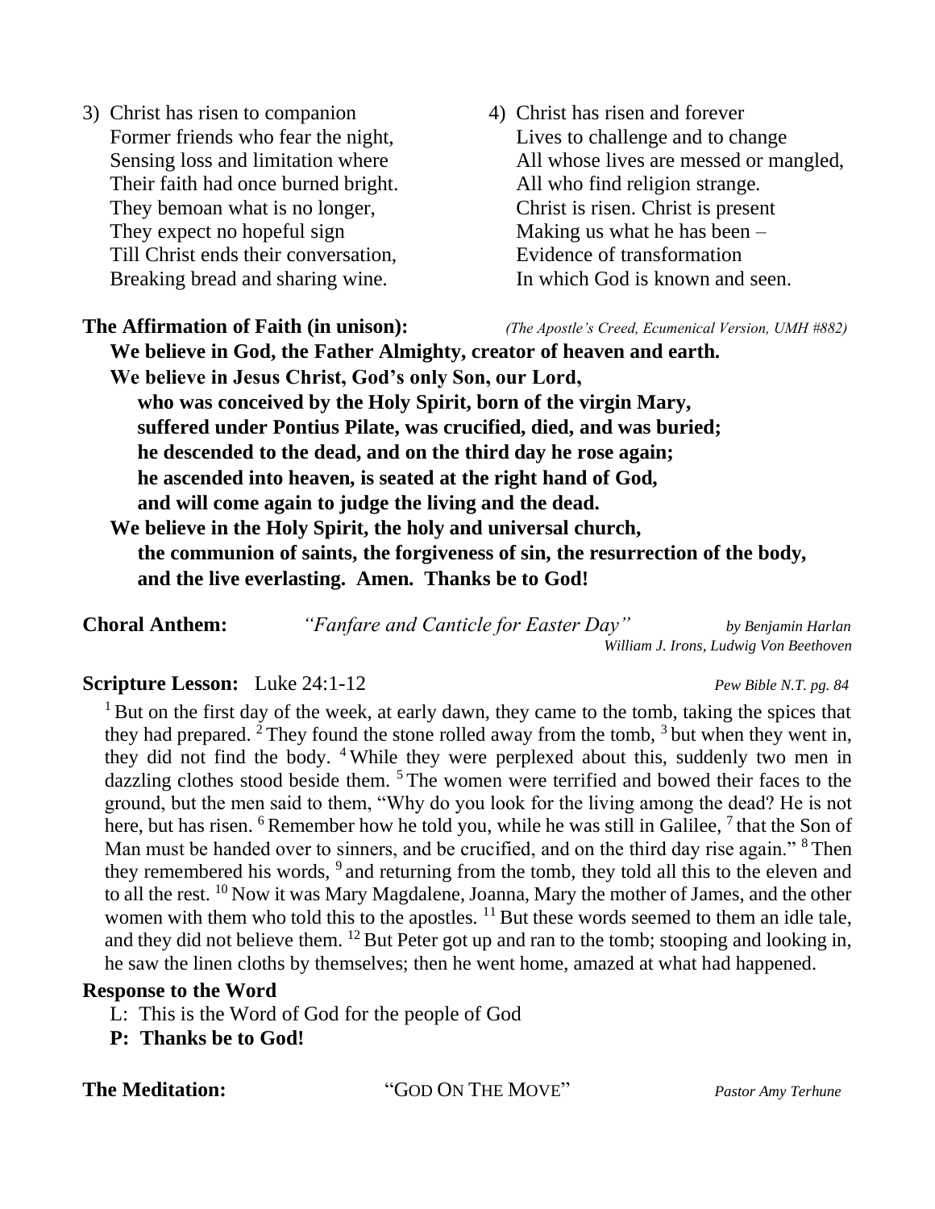3) Christ has risen to companion
   Former friends who fear the night,
   Sensing loss and limitation where
   Their faith had once burned bright.
   They bemoan what is no longer,
   They expect no hopeful sign
   Till Christ ends their conversation,
   Breaking bread and sharing wine.

4) Christ has risen and forever
   Lives to challenge and to change
   All whose lives are messed or mangled,
   All who find religion strange.
   Christ is risen. Christ is present
   Making us what he has been –
   Evidence of transformation
   In which God is known and seen.

**The Affirmation of Faith (in unison):** *(The Apostle's Creed, Ecumenical Version, UMH #882)*

**We believe in God, the Father Almighty, creator of heaven and earth.**
**We believe in Jesus Christ, God's only Son, our Lord,**
**who was conceived by the Holy Spirit, born of the virgin Mary,**
**suffered under Pontius Pilate, was crucified, died, and was buried;**
**he descended to the dead, and on the third day he rose again;**
**he ascended into heaven, is seated at the right hand of God,**
**and will come again to judge the living and the dead.**
**We believe in the Holy Spirit, the holy and universal church,**
**the communion of saints, the forgiveness of sin, the resurrection of the body,**
**and the live everlasting. Amen. Thanks be to God!**

**Choral Anthem:** *"Fanfare and Canticle for Easter Day"* *by Benjamin Harlan*
*William J. Irons, Ludwig Von Beethoven*

**Scripture Lesson:** Luke 24:1-12 *Pew Bible N.T. pg. 84*

[1] But on the first day of the week, at early dawn, they came to the tomb, taking the spices that they had prepared. [2] They found the stone rolled away from the tomb, [3] but when they went in, they did not find the body. [4] While they were perplexed about this, suddenly two men in dazzling clothes stood beside them. [5] The women were terrified and bowed their faces to the ground, but the men said to them, "Why do you look for the living among the dead? He is not here, but has risen. [6] Remember how he told you, while he was still in Galilee, [7] that the Son of Man must be handed over to sinners, and be crucified, and on the third day rise again." [8] Then they remembered his words, [9] and returning from the tomb, they told all this to the eleven and to all the rest. [10] Now it was Mary Magdalene, Joanna, Mary the mother of James, and the other women with them who told this to the apostles. [11] But these words seemed to them an idle tale, and they did not believe them. [12] But Peter got up and ran to the tomb; stooping and looking in, he saw the linen cloths by themselves; then he went home, amazed at what had happened.

**Response to the Word**

L: This is the Word of God for the people of God
**P: Thanks be to God!**

**The Meditation:** "GOD ON THE MOVE" *Pastor Amy Terhune*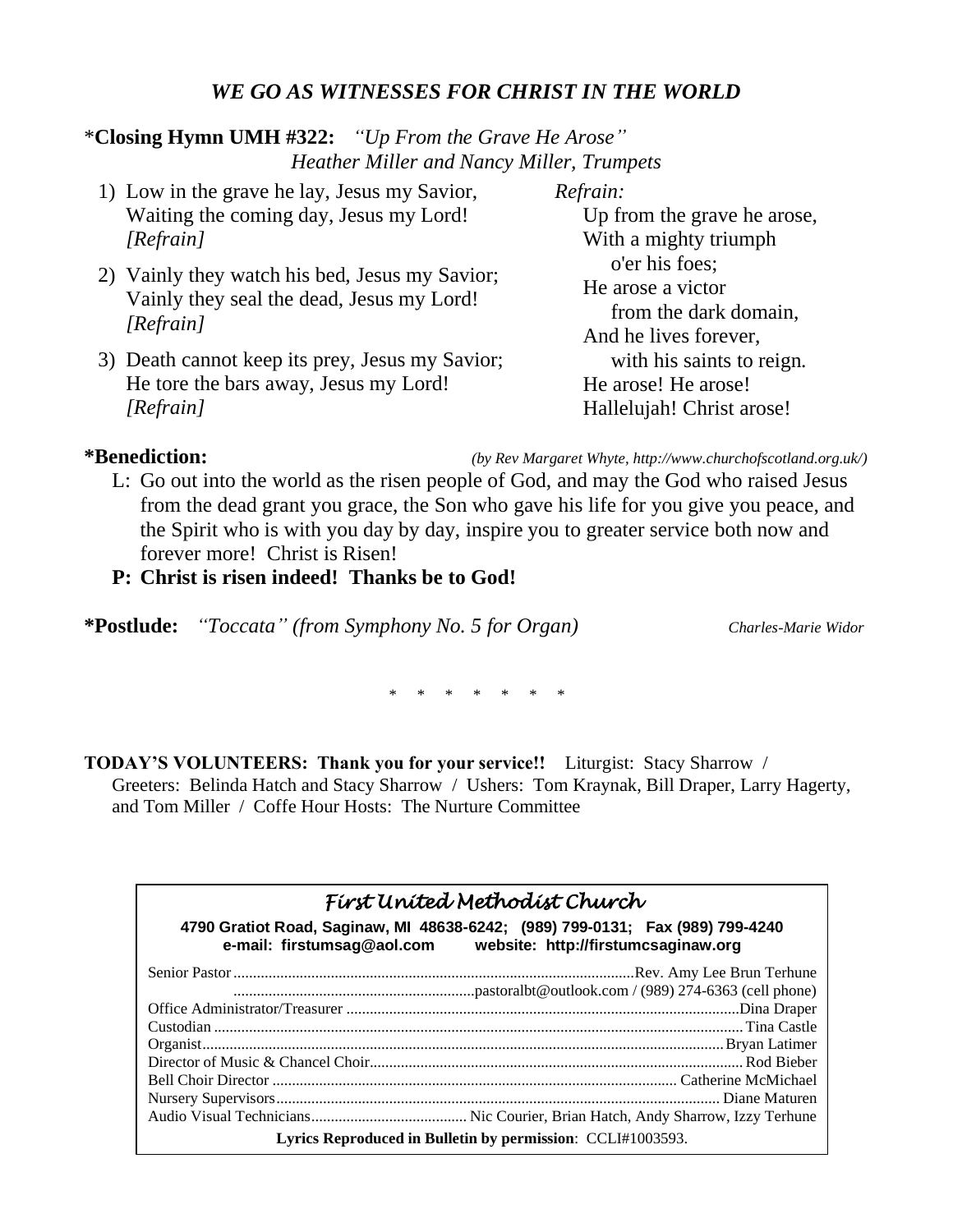## *WE GO AS WITNESSES FOR CHRIST IN THE WORLD*

\***Closing Hymn UMH #322:** *"Up From the Grave He Arose"*
*Heather Miller and Nancy Miller, Trumpets*

1) Low in the grave he lay, Jesus my Savior,
   Waiting the coming day, Jesus my Lord!
   *[Refrain]*

2) Vainly they watch his bed, Jesus my Savior;
   Vainly they seal the dead, Jesus my Lord!
   *[Refrain]*

3) Death cannot keep its prey, Jesus my Savior;
   He tore the bars away, Jesus my Lord!
   *[Refrain]*

*Refrain:*
Up from the grave he arose,
With a mighty triumph
o'er his foes;
He arose a victor
from the dark domain,
And he lives forever,
with his saints to reign.
He arose! He arose!
Hallelujah! Christ arose!

**\*Benediction:** *(by Rev Margaret Whyte, http://www.churchofscotland.org.uk/)*

L: Go out into the world as the risen people of God, and may the God who raised Jesus from the dead grant you grace, the Son who gave his life for you give you peace, and the Spirit who is with you day by day, inspire you to greater service both now and forever more! Christ is Risen!

**P: Christ is risen indeed! Thanks be to God!**

**\*Postlude:** *"Toccata" (from Symphony No. 5 for Organ)* *Charles-Marie Widor*

\* \* \* \* \* \* \*

**TODAY'S VOLUNTEERS: Thank you for your service!!** Liturgist: Stacy Sharrow / Greeters: Belinda Hatch and Stacy Sharrow / Ushers: Tom Kraynak, Bill Draper, Larry Hagerty, and Tom Miller / Coffe Hour Hosts: The Nurture Committee

### *First United Methodist Church*

**4790 Gratiot Road, Saginaw, MI 48638-6242; (989) 799-0131; Fax (989) 799-4240**
**e-mail: firstumsag@aol.com website: http://firstumcsaginaw.org**

Senior Pastor..........Rev. Amy Lee Brun Terhune
..........pastoralbt@outlook.com / (989) 274-6363 (cell phone)
Office Administrator/Treasurer..........Dina Draper
Custodian..........Tina Castle
Organist..........Bryan Latimer
Director of Music & Chancel Choir..........Rod Bieber
Bell Choir Director..........Catherine McMichael
Nursery Supervisors..........Diane Maturen
Audio Visual Technicians..........Nic Courier, Brian Hatch, Andy Sharrow, Izzy Terhune

**Lyrics Reproduced in Bulletin by permission**: CCLI#1003593.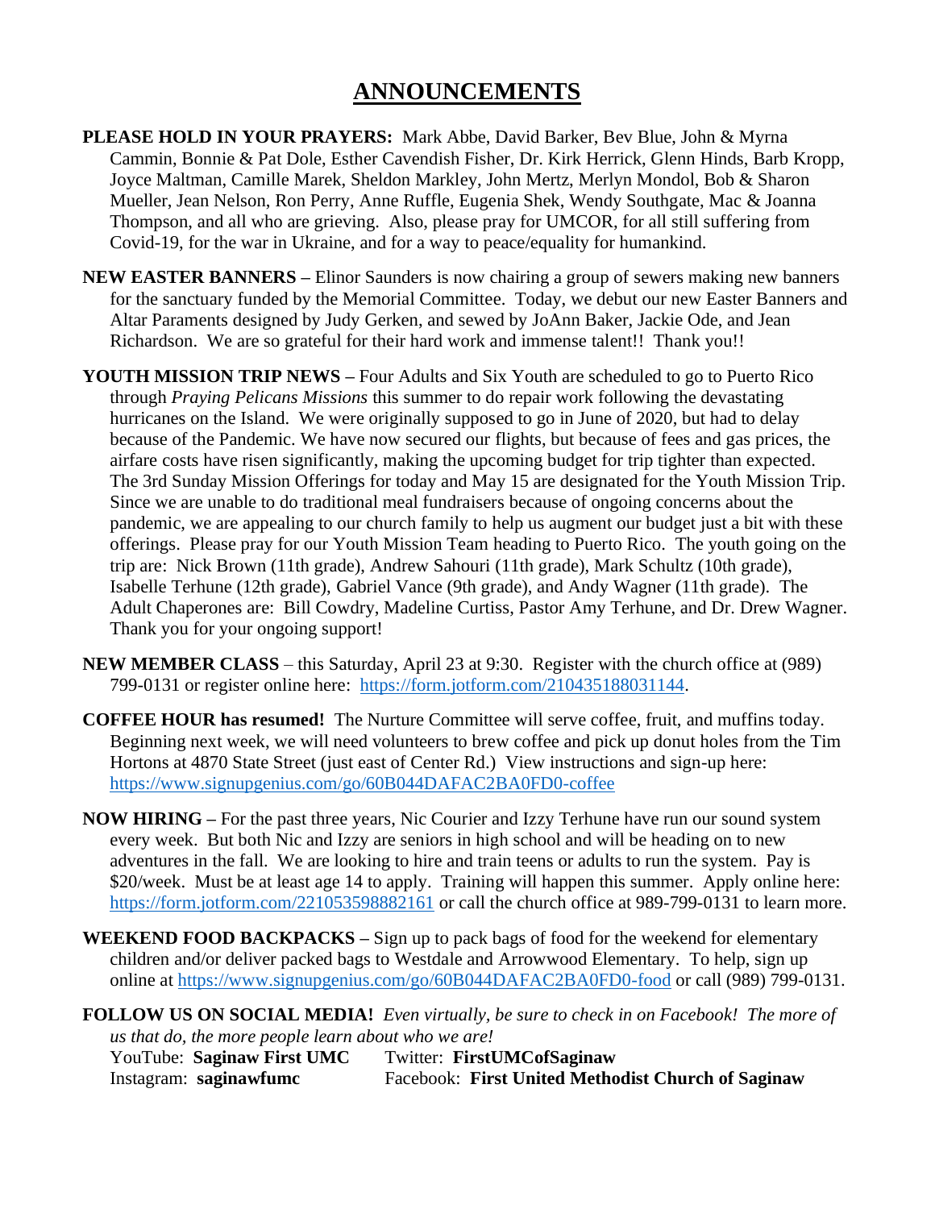# ANNOUNCEMENTS

**PLEASE HOLD IN YOUR PRAYERS:** Mark Abbe, David Barker, Bev Blue, John & Myrna Cammin, Bonnie & Pat Dole, Esther Cavendish Fisher, Dr. Kirk Herrick, Glenn Hinds, Barb Kropp, Joyce Maltman, Camille Marek, Sheldon Markley, John Mertz, Merlyn Mondol, Bob & Sharon Mueller, Jean Nelson, Ron Perry, Anne Ruffle, Eugenia Shek, Wendy Southgate, Mac & Joanna Thompson, and all who are grieving. Also, please pray for UMCOR, for all still suffering from Covid-19, for the war in Ukraine, and for a way to peace/equality for humankind.

**NEW EASTER BANNERS –** Elinor Saunders is now chairing a group of sewers making new banners for the sanctuary funded by the Memorial Committee. Today, we debut our new Easter Banners and Altar Paraments designed by Judy Gerken, and sewed by JoAnn Baker, Jackie Ode, and Jean Richardson. We are so grateful for their hard work and immense talent!! Thank you!!

**YOUTH MISSION TRIP NEWS –** Four Adults and Six Youth are scheduled to go to Puerto Rico through *Praying Pelicans Missions* this summer to do repair work following the devastating hurricanes on the Island. We were originally supposed to go in June of 2020, but had to delay because of the Pandemic. We have now secured our flights, but because of fees and gas prices, the airfare costs have risen significantly, making the upcoming budget for trip tighter than expected. The 3rd Sunday Mission Offerings for today and May 15 are designated for the Youth Mission Trip. Since we are unable to do traditional meal fundraisers because of ongoing concerns about the pandemic, we are appealing to our church family to help us augment our budget just a bit with these offerings. Please pray for our Youth Mission Team heading to Puerto Rico. The youth going on the trip are: Nick Brown (11th grade), Andrew Sahouri (11th grade), Mark Schultz (10th grade), Isabelle Terhune (12th grade), Gabriel Vance (9th grade), and Andy Wagner (11th grade). The Adult Chaperones are: Bill Cowdry, Madeline Curtiss, Pastor Amy Terhune, and Dr. Drew Wagner. Thank you for your ongoing support!

**NEW MEMBER CLASS** – this Saturday, April 23 at 9:30. Register with the church office at (989) 799-0131 or register online here: https://form.jotform.com/210435188031144.

**COFFEE HOUR has resumed!** The Nurture Committee will serve coffee, fruit, and muffins today. Beginning next week, we will need volunteers to brew coffee and pick up donut holes from the Tim Hortons at 4870 State Street (just east of Center Rd.) View instructions and sign-up here: https://www.signupgenius.com/go/60B044DAFAC2BA0FD0-coffee

**NOW HIRING –** For the past three years, Nic Courier and Izzy Terhune have run our sound system every week. But both Nic and Izzy are seniors in high school and will be heading on to new adventures in the fall. We are looking to hire and train teens or adults to run the system. Pay is $20/week. Must be at least age 14 to apply. Training will happen this summer. Apply online here: https://form.jotform.com/221053598882161 or call the church office at 989-799-0131 to learn more.

**WEEKEND FOOD BACKPACKS –** Sign up to pack bags of food for the weekend for elementary children and/or deliver packed bags to Westdale and Arrowwood Elementary. To help, sign up online at https://www.signupgenius.com/go/60B044DAFAC2BA0FD0-food or call (989) 799-0131.

**FOLLOW US ON SOCIAL MEDIA!** *Even virtually, be sure to check in on Facebook! The more of us that do, the more people learn about who we are!*

YouTube: **Saginaw First UMC**
Twitter: **FirstUMCofSaginaw**
Instagram: **saginawfumc**
Facebook: **First United Methodist Church of Saginaw**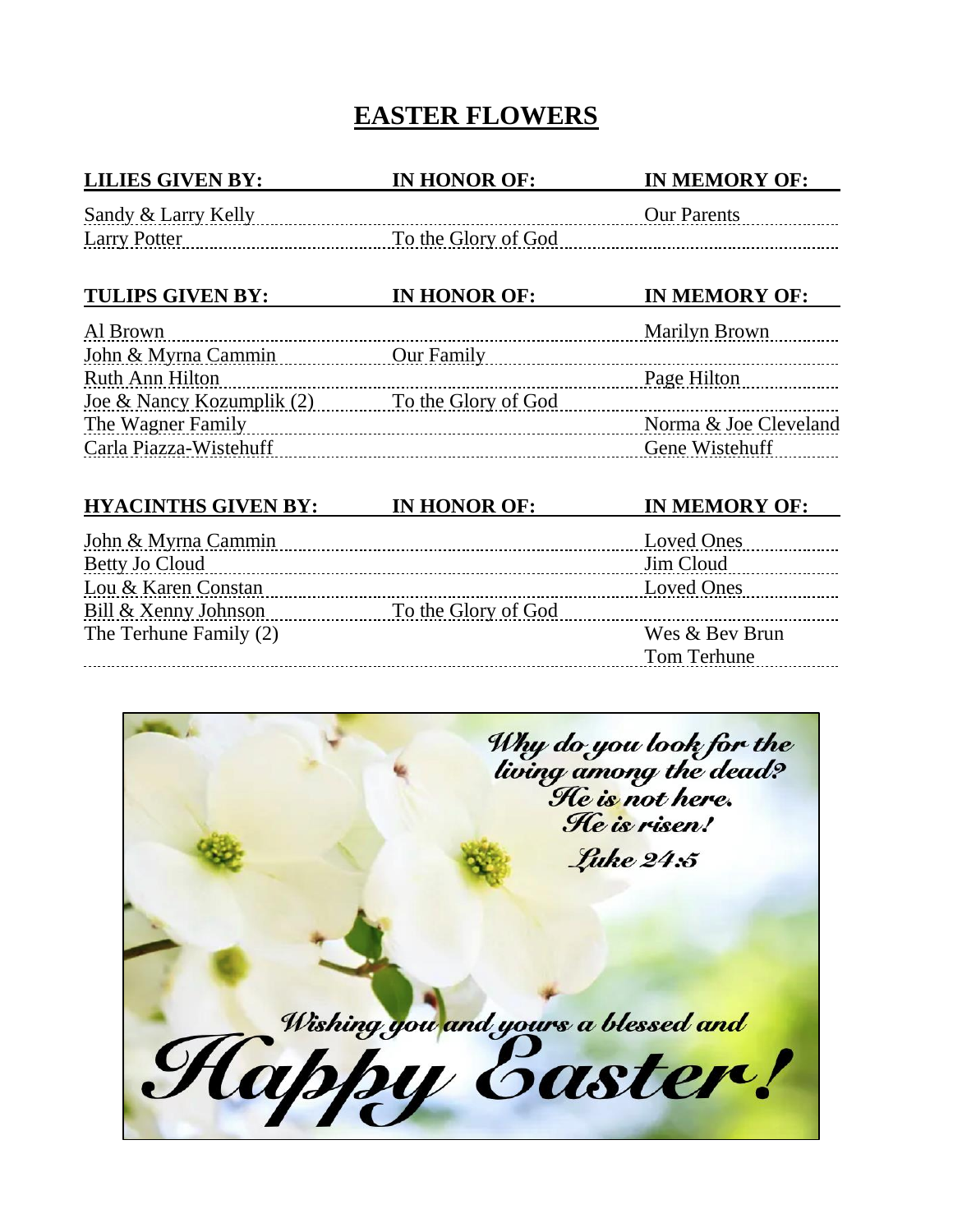# EASTER FLOWERS

| LILIES GIVEN BY: | IN HONOR OF: | IN MEMORY OF: |
|---|---|---|
| Sandy & Larry Kelly | | Our Parents |
| Larry Potter | To the Glory of God | |

| TULIPS GIVEN BY: | IN HONOR OF: | IN MEMORY OF: |
|---|---|---|
| Al Brown | | Marilyn Brown |
| John & Myrna Cammin | Our Family | |
| Ruth Ann Hilton | | Page Hilton |
| Joe & Nancy Kozumplik (2) | To the Glory of God | |
| The Wagner Family | | Norma & Joe Cleveland |
| Carla Piazza-Wistehuff | | Gene Wistehuff |

| HYACINTHS GIVEN BY: | IN HONOR OF: | IN MEMORY OF: |
|---|---|---|
| John & Myrna Cammin | | Loved Ones |
| Betty Jo Cloud | | Jim Cloud |
| Lou & Karen Constan | | Loved Ones |
| Bill & Xenny Johnson | To the Glory of God | |
| The Terhune Family (2) | | Wes & Bev Brun |
| | | Tom Terhune |

*Why do you look for the living among the dead? He is not here. He is risen!*

*Luke 24:5*

*Wishing you and yours a blessed and*

*Happy Easter!*